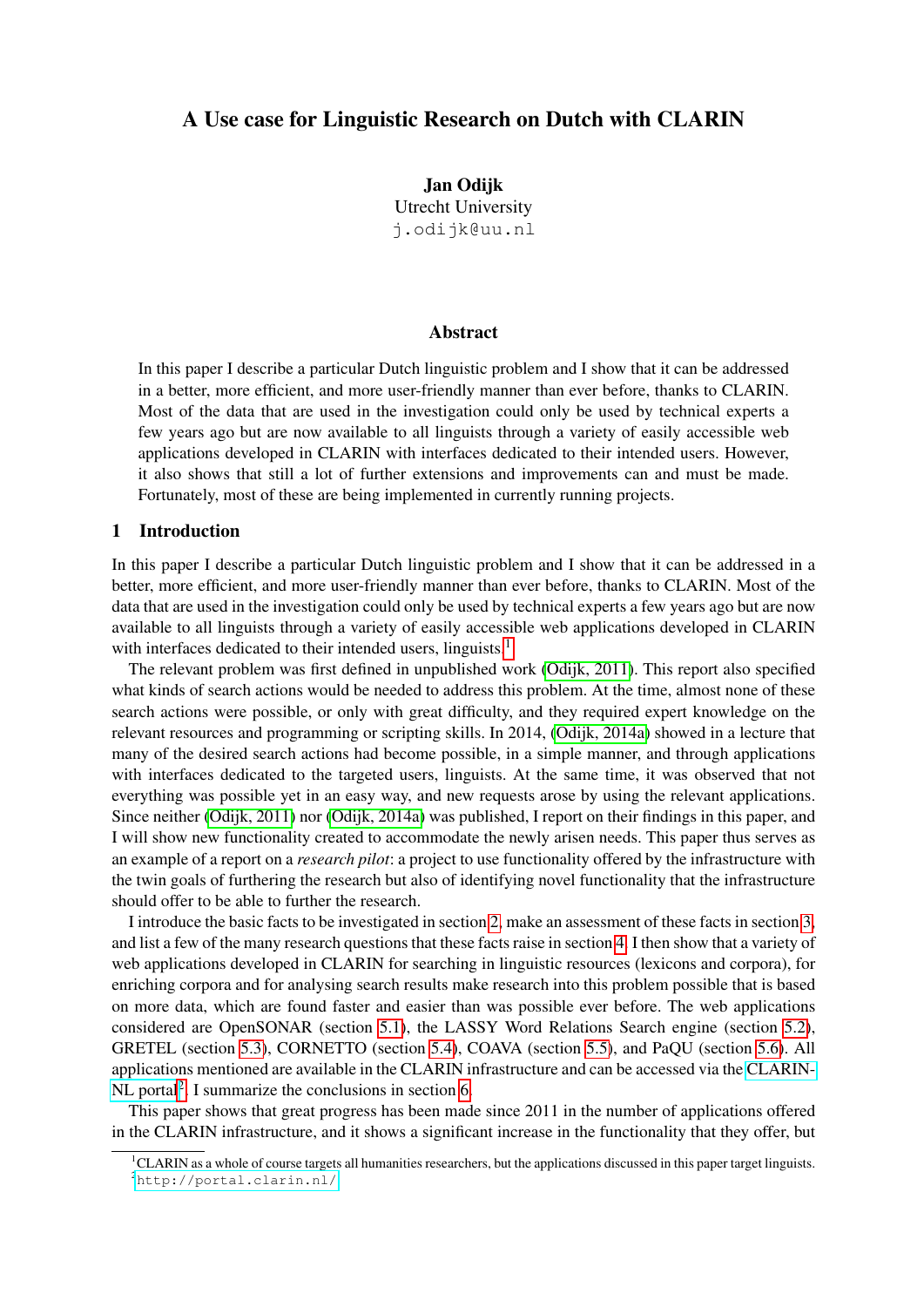# A Use case for Linguistic Research on Dutch with CLARIN

**Jan Odijk**
Utrecht University
j.odijk@uu.nl

## Abstract

In this paper I describe a particular Dutch linguistic problem and I show that it can be addressed in a better, more efficient, and more user-friendly manner than ever before, thanks to CLARIN. Most of the data that are used in the investigation could only be used by technical experts a few years ago but are now available to all linguists through a variety of easily accessible web applications developed in CLARIN with interfaces dedicated to their intended users. However, it also shows that still a lot of further extensions and improvements can and must be made. Fortunately, most of these are being implemented in currently running projects.

## 1 Introduction

In this paper I describe a particular Dutch linguistic problem and I show that it can be addressed in a better, more efficient, and more user-friendly manner than ever before, thanks to CLARIN. Most of the data that are used in the investigation could only be used by technical experts a few years ago but are now available to all linguists through a variety of easily accessible web applications developed in CLARIN with interfaces dedicated to their intended users, linguists.[1]

The relevant problem was first defined in unpublished work (Odijk, 2011). This report also specified what kinds of search actions would be needed to address this problem. At the time, almost none of these search actions were possible, or only with great difficulty, and they required expert knowledge on the relevant resources and programming or scripting skills. In 2014, (Odijk, 2014a) showed in a lecture that many of the desired search actions had become possible, in a simple manner, and through applications with interfaces dedicated to the targeted users, linguists. At the same time, it was observed that not everything was possible yet in an easy way, and new requests arose by using the relevant applications. Since neither (Odijk, 2011) nor (Odijk, 2014a) was published, I report on their findings in this paper, and I will show new functionality created to accommodate the newly arisen needs. This paper thus serves as an example of a report on a *research pilot*: a project to use functionality offered by the infrastructure with the twin goals of furthering the research but also of identifying novel functionality that the infrastructure should offer to be able to further the research.

I introduce the basic facts to be investigated in section 2, make an assessment of these facts in section 3, and list a few of the many research questions that these facts raise in section 4. I then show that a variety of web applications developed in CLARIN for searching in linguistic resources (lexicons and corpora), for enriching corpora and for analysing search results make research into this problem possible that is based on more data, which are found faster and easier than was possible ever before. The web applications considered are OpenSONAR (section 5.1), the LASSY Word Relations Search engine (section 5.2), GRETEL (section 5.3), CORNETTO (section 5.4), COAVA (section 5.5), and PaQU (section 5.6). All applications mentioned are available in the CLARIN infrastructure and can be accessed via the CLARIN-NL portal[2]. I summarize the conclusions in section 6.

This paper shows that great progress has been made since 2011 in the number of applications offered in the CLARIN infrastructure, and it shows a significant increase in the functionality that they offer, but

[1] CLARIN as a whole of course targets all humanities researchers, but the applications discussed in this paper target linguists.
[2] http://portal.clarin.nl/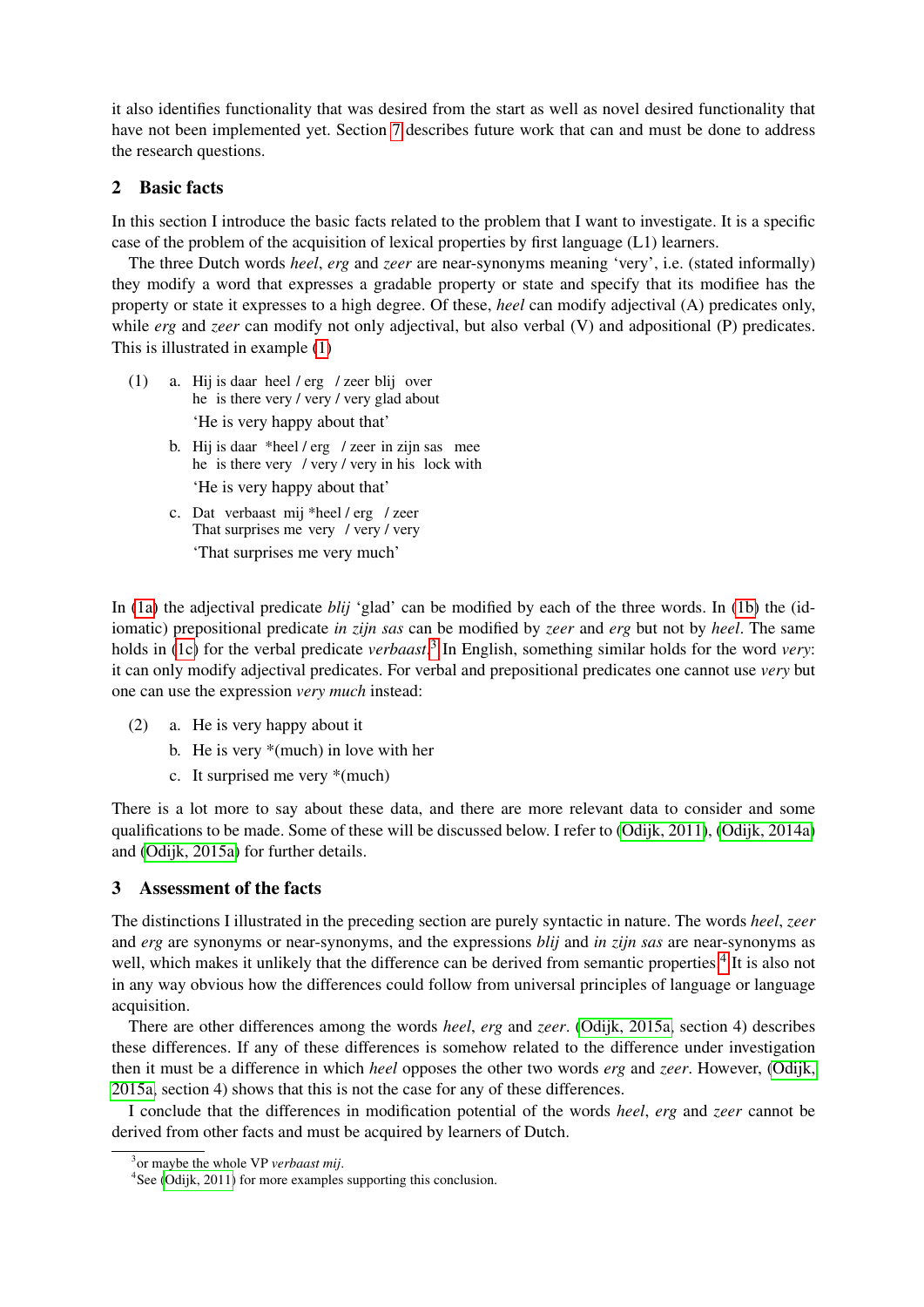it also identifies functionality that was desired from the start as well as novel desired functionality that have not been implemented yet. Section 7 describes future work that can and must be done to address the research questions.

## 2 Basic facts

In this section I introduce the basic facts related to the problem that I want to investigate. It is a specific case of the problem of the acquisition of lexical properties by first language (L1) learners.

The three Dutch words *heel*, *erg* and *zeer* are near-synonyms meaning 'very', i.e. (stated informally) they modify a word that expresses a gradable property or state and specify that its modifiee has the property or state it expresses to a high degree. Of these, *heel* can modify adjectival (A) predicates only, while *erg* and *zeer* can modify not only adjectival, but also verbal (V) and adpositional (P) predicates. This is illustrated in example (1)

(1) a. Hij is daar heel / erg / zeer blij over
he is there very / very / very glad about
'He is very happy about that'

b. Hij is daar *heel / erg / zeer in zijn sas mee
he is there very / very / very in his lock with
'He is very happy about that'

c. Dat verbaast mij *heel / erg / zeer
That surprises me very / very / very
'That surprises me very much'

In (1a) the adjectival predicate *blij* 'glad' can be modified by each of the three words. In (1b) the (idiomatic) prepositional predicate *in zijn sas* can be modified by *zeer* and *erg* but not by *heel*. The same holds in (1c) for the verbal predicate *verbaast*.[3] In English, something similar holds for the word *very*: it can only modify adjectival predicates. For verbal and prepositional predicates one cannot use *very* but one can use the expression *very much* instead:

(2) a. He is very happy about it

b. He is very *(much) in love with her

c. It surprised me very *(much)

There is a lot more to say about these data, and there are more relevant data to consider and some qualifications to be made. Some of these will be discussed below. I refer to (Odijk, 2011), (Odijk, 2014a) and (Odijk, 2015a) for further details.

## 3 Assessment of the facts

The distinctions I illustrated in the preceding section are purely syntactic in nature. The words *heel*, *zeer* and *erg* are synonyms or near-synonyms, and the expressions *blij* and *in zijn sas* are near-synonyms as well, which makes it unlikely that the difference can be derived from semantic properties.[4] It is also not in any way obvious how the differences could follow from universal principles of language or language acquisition.

There are other differences among the words *heel*, *erg* and *zeer*. (Odijk, 2015a, section 4) describes these differences. If any of these differences is somehow related to the difference under investigation then it must be a difference in which *heel* opposes the other two words *erg* and *zeer*. However, (Odijk, 2015a, section 4) shows that this is not the case for any of these differences.

I conclude that the differences in modification potential of the words *heel*, *erg* and *zeer* cannot be derived from other facts and must be acquired by learners of Dutch.

[3] or maybe the whole VP *verbaast mij*.

[4] See (Odijk, 2011) for more examples supporting this conclusion.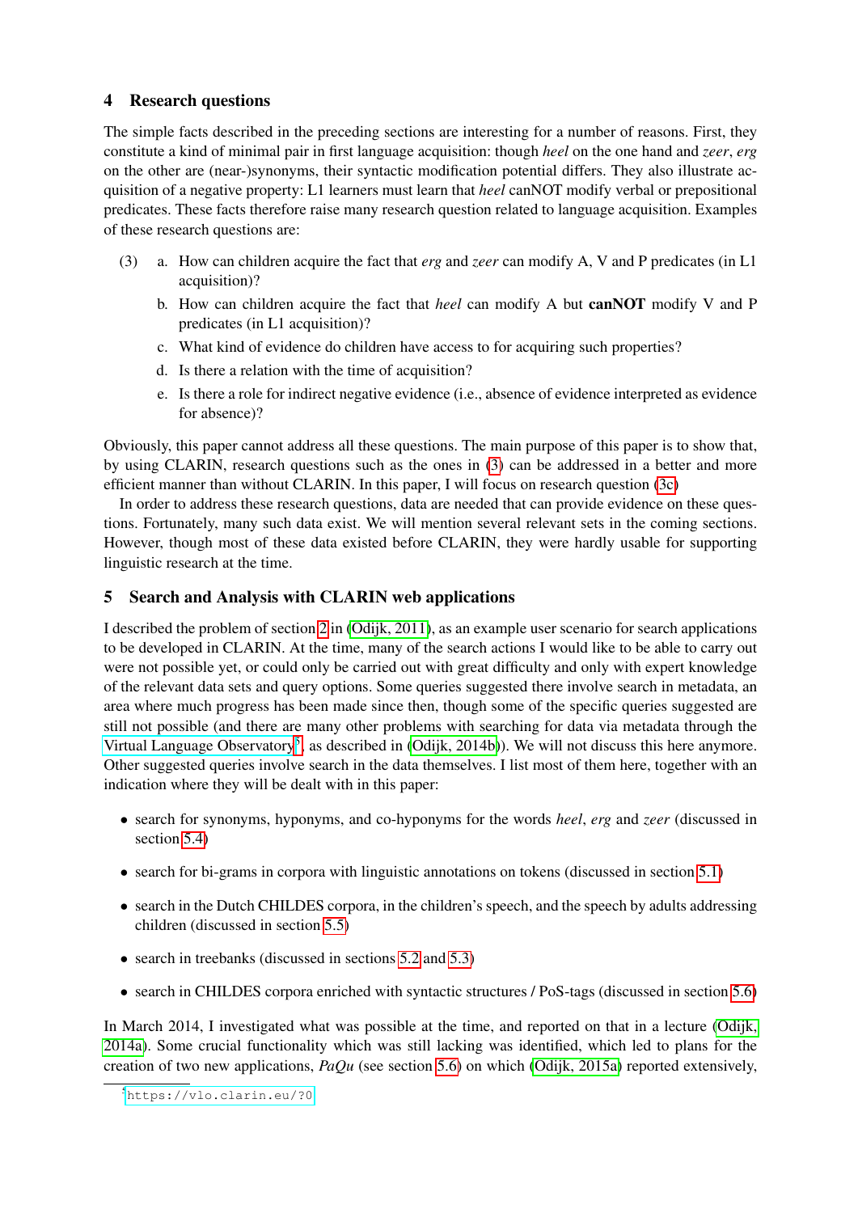## 4 Research questions

The simple facts described in the preceding sections are interesting for a number of reasons. First, they constitute a kind of minimal pair in first language acquisition: though *heel* on the one hand and *zeer*, *erg* on the other are (near-)synonyms, their syntactic modification potential differs. They also illustrate acquisition of a negative property: L1 learners must learn that *heel* canNOT modify verbal or prepositional predicates. These facts therefore raise many research question related to language acquisition. Examples of these research questions are:

(3)
  a. How can children acquire the fact that *erg* and *zeer* can modify A, V and P predicates (in L1 acquisition)?
  b. How can children acquire the fact that *heel* can modify A but **canNOT** modify V and P predicates (in L1 acquisition)?
  c. What kind of evidence do children have access to for acquiring such properties?
  d. Is there a relation with the time of acquisition?
  e. Is there a role for indirect negative evidence (i.e., absence of evidence interpreted as evidence for absence)?

Obviously, this paper cannot address all these questions. The main purpose of this paper is to show that, by using CLARIN, research questions such as the ones in (3) can be addressed in a better and more efficient manner than without CLARIN. In this paper, I will focus on research question (3c)

In order to address these research questions, data are needed that can provide evidence on these questions. Fortunately, many such data exist. We will mention several relevant sets in the coming sections. However, though most of these data existed before CLARIN, they were hardly usable for supporting linguistic research at the time.

## 5 Search and Analysis with CLARIN web applications

I described the problem of section 2 in (Odijk, 2011), as an example user scenario for search applications to be developed in CLARIN. At the time, many of the search actions I would like to be able to carry out were not possible yet, or could only be carried out with great difficulty and only with expert knowledge of the relevant data sets and query options. Some queries suggested there involve search in metadata, an area where much progress has been made since then, though some of the specific queries suggested are still not possible (and there are many other problems with searching for data via metadata through the Virtual Language Observatory[5], as described in (Odijk, 2014b)). We will not discuss this here anymore. Other suggested queries involve search in the data themselves. I list most of them here, together with an indication where they will be dealt with in this paper:

- search for synonyms, hyponyms, and co-hyponyms for the words *heel*, *erg* and *zeer* (discussed in section 5.4)
- search for bi-grams in corpora with linguistic annotations on tokens (discussed in section 5.1)
- search in the Dutch CHILDES corpora, in the children's speech, and the speech by adults addressing children (discussed in section 5.5)
- search in treebanks (discussed in sections 5.2 and 5.3)
- search in CHILDES corpora enriched with syntactic structures / PoS-tags (discussed in section 5.6)

In March 2014, I investigated what was possible at the time, and reported on that in a lecture (Odijk, 2014a). Some crucial functionality which was still lacking was identified, which led to plans for the creation of two new applications, *PaQu* (see section 5.6) on which (Odijk, 2015a) reported extensively,

[5] https://vlo.clarin.eu/?0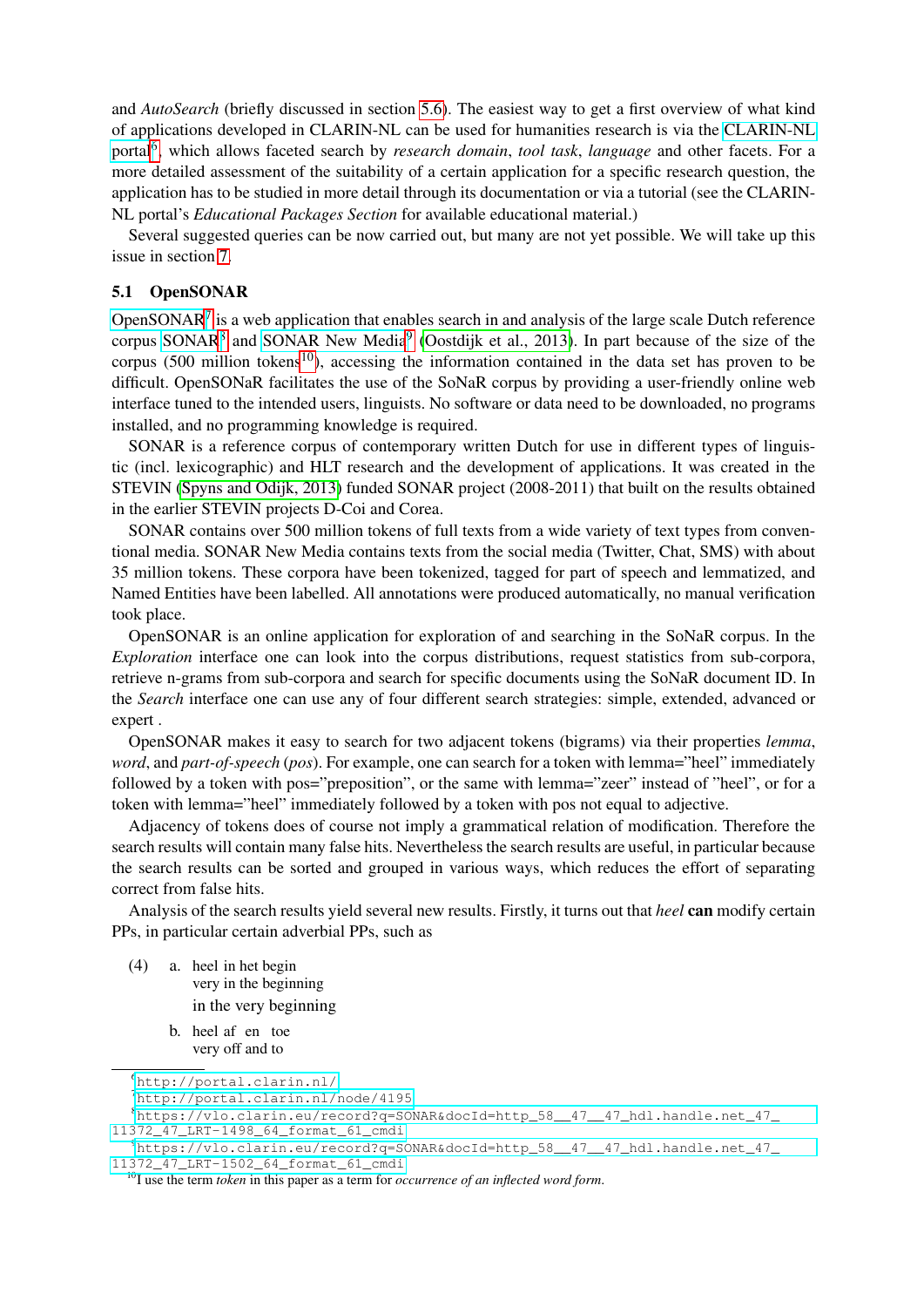and *AutoSearch* (briefly discussed in section 5.6). The easiest way to get a first overview of what kind of applications developed in CLARIN-NL can be used for humanities research is via the CLARIN-NL portal[6], which allows faceted search by *research domain*, *tool task*, *language* and other facets. For a more detailed assessment of the suitability of a certain application for a specific research question, the application has to be studied in more detail through its documentation or via a tutorial (see the CLARIN-NL portal's *Educational Packages Section* for available educational material.)

Several suggested queries can be now carried out, but many are not yet possible. We will take up this issue in section 7.

## 5.1 OpenSONAR

OpenSONAR[7] is a web application that enables search in and analysis of the large scale Dutch reference corpus SONAR[8] and SONAR New Media[9] (Oostdijk et al., 2013). In part because of the size of the corpus (500 million tokens[10]), accessing the information contained in the data set has proven to be difficult. OpenSONaR facilitates the use of the SoNaR corpus by providing a user-friendly online web interface tuned to the intended users, linguists. No software or data need to be downloaded, no programs installed, and no programming knowledge is required.

SONAR is a reference corpus of contemporary written Dutch for use in different types of linguistic (incl. lexicographic) and HLT research and the development of applications. It was created in the STEVIN (Spyns and Odijk, 2013) funded SONAR project (2008-2011) that built on the results obtained in the earlier STEVIN projects D-Coi and Corea.

SONAR contains over 500 million tokens of full texts from a wide variety of text types from conventional media. SONAR New Media contains texts from the social media (Twitter, Chat, SMS) with about 35 million tokens. These corpora have been tokenized, tagged for part of speech and lemmatized, and Named Entities have been labelled. All annotations were produced automatically, no manual verification took place.

OpenSONAR is an online application for exploration of and searching in the SoNaR corpus. In the *Exploration* interface one can look into the corpus distributions, request statistics from sub-corpora, retrieve n-grams from sub-corpora and search for specific documents using the SoNaR document ID. In the *Search* interface one can use any of four different search strategies: simple, extended, advanced or expert .

OpenSONAR makes it easy to search for two adjacent tokens (bigrams) via their properties *lemma*, *word*, and *part-of-speech* (*pos*). For example, one can search for a token with lemma="heel" immediately followed by a token with pos="preposition", or the same with lemma="zeer" instead of "heel", or for a token with lemma="heel" immediately followed by a token with pos not equal to adjective.

Adjacency of tokens does of course not imply a grammatical relation of modification. Therefore the search results will contain many false hits. Nevertheless the search results are useful, in particular because the search results can be sorted and grouped in various ways, which reduces the effort of separating correct from false hits.

Analysis of the search results yield several new results. Firstly, it turns out that *heel* **can** modify certain PPs, in particular certain adverbial PPs, such as

(4) a. heel in het begin
   very in the beginning
   in the very beginning

   b. heel af en toe
   very off and to

---

[6] http://portal.clarin.nl/

[7] http://portal.clarin.nl/node/4195

[8] https://vlo.clarin.eu/record?q=SONAR&docId=http_58__47__47_hdl.handle.net_47_11372_47_LRT-1498_64_format_61_cmdi

[9] https://vlo.clarin.eu/record?q=SONAR&docId=http_58__47__47_hdl.handle.net_47_11372_47_LRT-1502_64_format_61_cmdi

[10] I use the term *token* in this paper as a term for *occurrence of an inflected word form*.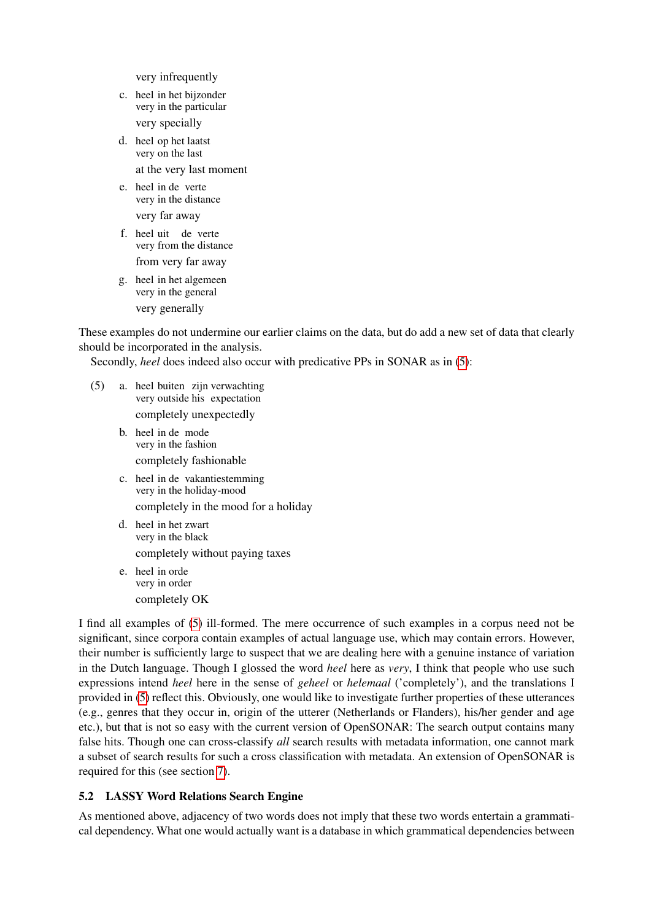very infrequently

c. heel in het bijzonder
   very in the particular
   very specially

d. heel op het laatst
   very on the last
   at the very last moment

e. heel in de verte
   very in the distance
   very far away

f. heel uit de verte
   very from the distance
   from very far away

g. heel in het algemeen
   very in the general
   very generally

These examples do not undermine our earlier claims on the data, but do add a new set of data that clearly should be incorporated in the analysis.

Secondly, *heel* does indeed also occur with predicative PPs in SONAR as in (5):

(5) a. heel buiten zijn verwachting
   very outside his expectation
   completely unexpectedly

b. heel in de mode
   very in the fashion
   completely fashionable

c. heel in de vakantiestemming
   very in the holiday-mood
   completely in the mood for a holiday

d. heel in het zwart
   very in the black
   completely without paying taxes

e. heel in orde
   very in order
   completely OK

I find all examples of (5) ill-formed. The mere occurrence of such examples in a corpus need not be significant, since corpora contain examples of actual language use, which may contain errors. However, their number is sufficiently large to suspect that we are dealing here with a genuine instance of variation in the Dutch language. Though I glossed the word *heel* here as *very*, I think that people who use such expressions intend *heel* here in the sense of *geheel* or *helemaal* ('completely'), and the translations I provided in (5) reflect this. Obviously, one would like to investigate further properties of these utterances (e.g., genres that they occur in, origin of the utterer (Netherlands or Flanders), his/her gender and age etc.), but that is not so easy with the current version of OpenSONAR: The search output contains many false hits. Though one can cross-classify *all* search results with metadata information, one cannot mark a subset of search results for such a cross classification with metadata. An extension of OpenSONAR is required for this (see section 7).

### 5.2 LASSY Word Relations Search Engine

As mentioned above, adjacency of two words does not imply that these two words entertain a grammatical dependency. What one would actually want is a database in which grammatical dependencies between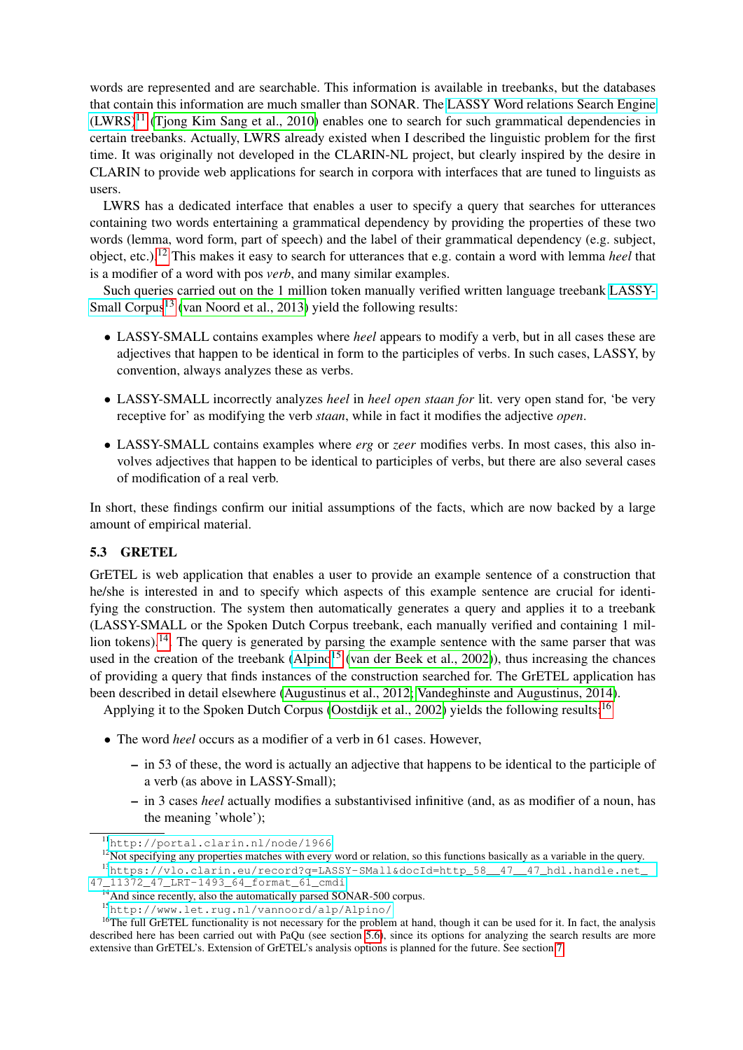words are represented and are searchable. This information is available in treebanks, but the databases that contain this information are much smaller than SONAR. The LASSY Word relations Search Engine (LWRS)[11] (Tjong Kim Sang et al., 2010) enables one to search for such grammatical dependencies in certain treebanks. Actually, LWRS already existed when I described the linguistic problem for the first time. It was originally not developed in the CLARIN-NL project, but clearly inspired by the desire in CLARIN to provide web applications for search in corpora with interfaces that are tuned to linguists as users.

LWRS has a dedicated interface that enables a user to specify a query that searches for utterances containing two words entertaining a grammatical dependency by providing the properties of these two words (lemma, word form, part of speech) and the label of their grammatical dependency (e.g. subject, object, etc.).[12] This makes it easy to search for utterances that e.g. contain a word with lemma *heel* that is a modifier of a word with pos *verb*, and many similar examples.

Such queries carried out on the 1 million token manually verified written language treebank LASSY-Small Corpus[13] (van Noord et al., 2013) yield the following results:

- LASSY-SMALL contains examples where *heel* appears to modify a verb, but in all cases these are adjectives that happen to be identical in form to the participles of verbs. In such cases, LASSY, by convention, always analyzes these as verbs.
- LASSY-SMALL incorrectly analyzes *heel* in *heel open staan for* lit. very open stand for, 'be very receptive for' as modifying the verb *staan*, while in fact it modifies the adjective *open*.
- LASSY-SMALL contains examples where *erg* or *zeer* modifies verbs. In most cases, this also involves adjectives that happen to be identical to participles of verbs, but there are also several cases of modification of a real verb.

In short, these findings confirm our initial assumptions of the facts, which are now backed by a large amount of empirical material.

### 5.3 GRETEL

GrETEL is web application that enables a user to provide an example sentence of a construction that he/she is interested in and to specify which aspects of this example sentence are crucial for identifying the construction. The system then automatically generates a query and applies it to a treebank (LASSY-SMALL or the Spoken Dutch Corpus treebank, each manually verified and containing 1 million tokens).[14] The query is generated by parsing the example sentence with the same parser that was used in the creation of the treebank (Alpino[15] (van der Beek et al., 2002)), thus increasing the chances of providing a query that finds instances of the construction searched for. The GrETEL application has been described in detail elsewhere (Augustinus et al., 2012; Vandeghinste and Augustinus, 2014).

Applying it to the Spoken Dutch Corpus (Oostdijk et al., 2002) yields the following results:[16]

- The word *heel* occurs as a modifier of a verb in 61 cases. However,
  - in 53 of these, the word is actually an adjective that happens to be identical to the participle of a verb (as above in LASSY-Small);
  - in 3 cases *heel* actually modifies a substantivised infinitive (and, as as modifier of a noun, has the meaning 'whole');

---

[11] http://portal.clarin.nl/node/1966

[12] Not specifying any properties matches with every word or relation, so this functions basically as a variable in the query.

[13] https://vlo.clarin.eu/record?q=LASSY-SMall&docId=http_58__47__47_hdl.handle.net_47_11372_47_LRT-1493_64_format_61_cmdi

[14] And since recently, also the automatically parsed SONAR-500 corpus.

[15] http://www.let.rug.nl/vannoord/alp/Alpino/

[16] The full GrETEL functionality is not necessary for the problem at hand, though it can be used for it. In fact, the analysis described here has been carried out with PaQu (see section 5.6), since its options for analyzing the search results are more extensive than GrETEL's. Extension of GrETEL's analysis options is planned for the future. See section 7.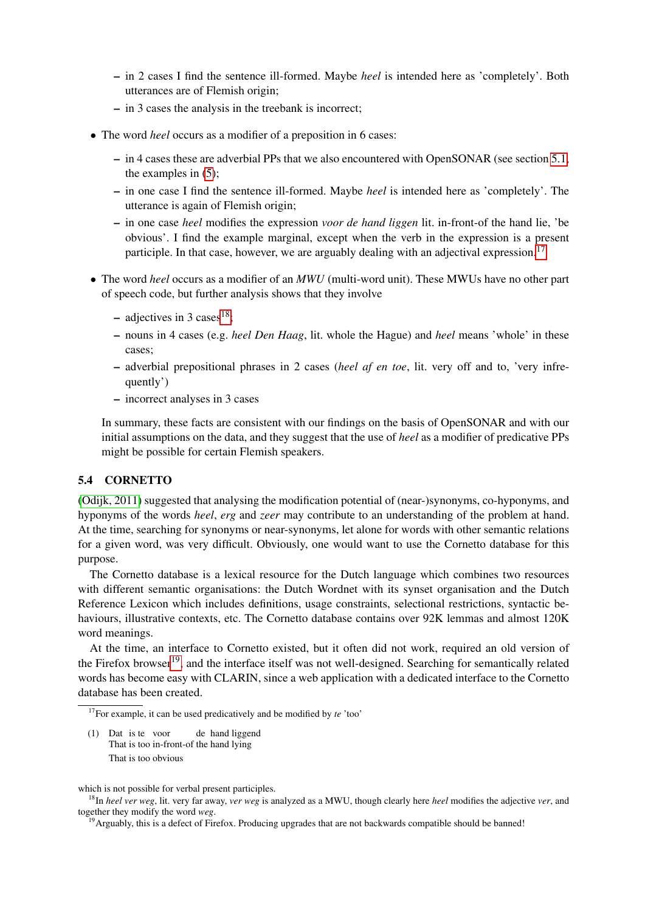- in 2 cases I find the sentence ill-formed. Maybe *heel* is intended here as 'completely'. Both utterances are of Flemish origin;
  - in 3 cases the analysis in the treebank is incorrect;

- The word *heel* occurs as a modifier of a preposition in 6 cases:
  - in 4 cases these are adverbial PPs that we also encountered with OpenSONAR (see section 5.1, the examples in (5);
  - in one case I find the sentence ill-formed. Maybe *heel* is intended here as 'completely'. The utterance is again of Flemish origin;
  - in one case *heel* modifies the expression *voor de hand liggen* lit. in-front-of the hand lie, 'be obvious'. I find the example marginal, except when the verb in the expression is a present participle. In that case, however, we are arguably dealing with an adjectival expression.[17]

- The word *heel* occurs as a modifier of an *MWU* (multi-word unit). These MWUs have no other part of speech code, but further analysis shows that they involve
  - adjectives in 3 cases[18];
  - nouns in 4 cases (e.g. *heel Den Haag*, lit. whole the Hague) and *heel* means 'whole' in these cases;
  - adverbial prepositional phrases in 2 cases (*heel af en toe*, lit. very off and to, 'very infrequently')
  - incorrect analyses in 3 cases

  In summary, these facts are consistent with our findings on the basis of OpenSONAR and with our initial assumptions on the data, and they suggest that the use of *heel* as a modifier of predicative PPs might be possible for certain Flemish speakers.

### 5.4 CORNETTO

(Odijk, 2011) suggested that analysing the modification potential of (near-)synonyms, co-hyponyms, and hyponyms of the words *heel*, *erg* and *zeer* may contribute to an understanding of the problem at hand. At the time, searching for synonyms or near-synonyms, let alone for words with other semantic relations for a given word, was very difficult. Obviously, one would want to use the Cornetto database for this purpose.

The Cornetto database is a lexical resource for the Dutch language which combines two resources with different semantic organisations: the Dutch Wordnet with its synset organisation and the Dutch Reference Lexicon which includes definitions, usage constraints, selectional restrictions, syntactic behaviours, illustrative contexts, etc. The Cornetto database contains over 92K lemmas and almost 120K word meanings.

At the time, an interface to Cornetto existed, but it often did not work, required an old version of the Firefox browser[19], and the interface itself was not well-designed. Searching for semantically related words has become easy with CLARIN, since a web application with a dedicated interface to the Cornetto database has been created.

---

[17] For example, it can be used predicatively and be modified by *te* 'too'

(1) Dat is te voor de hand liggend
    That is too in-front-of the hand lying
    That is too obvious

which is not possible for verbal present participles.

[18] In *heel ver weg*, lit. very far away, *ver weg* is analyzed as a MWU, though clearly here *heel* modifies the adjective *ver*, and together they modify the word *weg*.

[19] Arguably, this is a defect of Firefox. Producing upgrades that are not backwards compatible should be banned!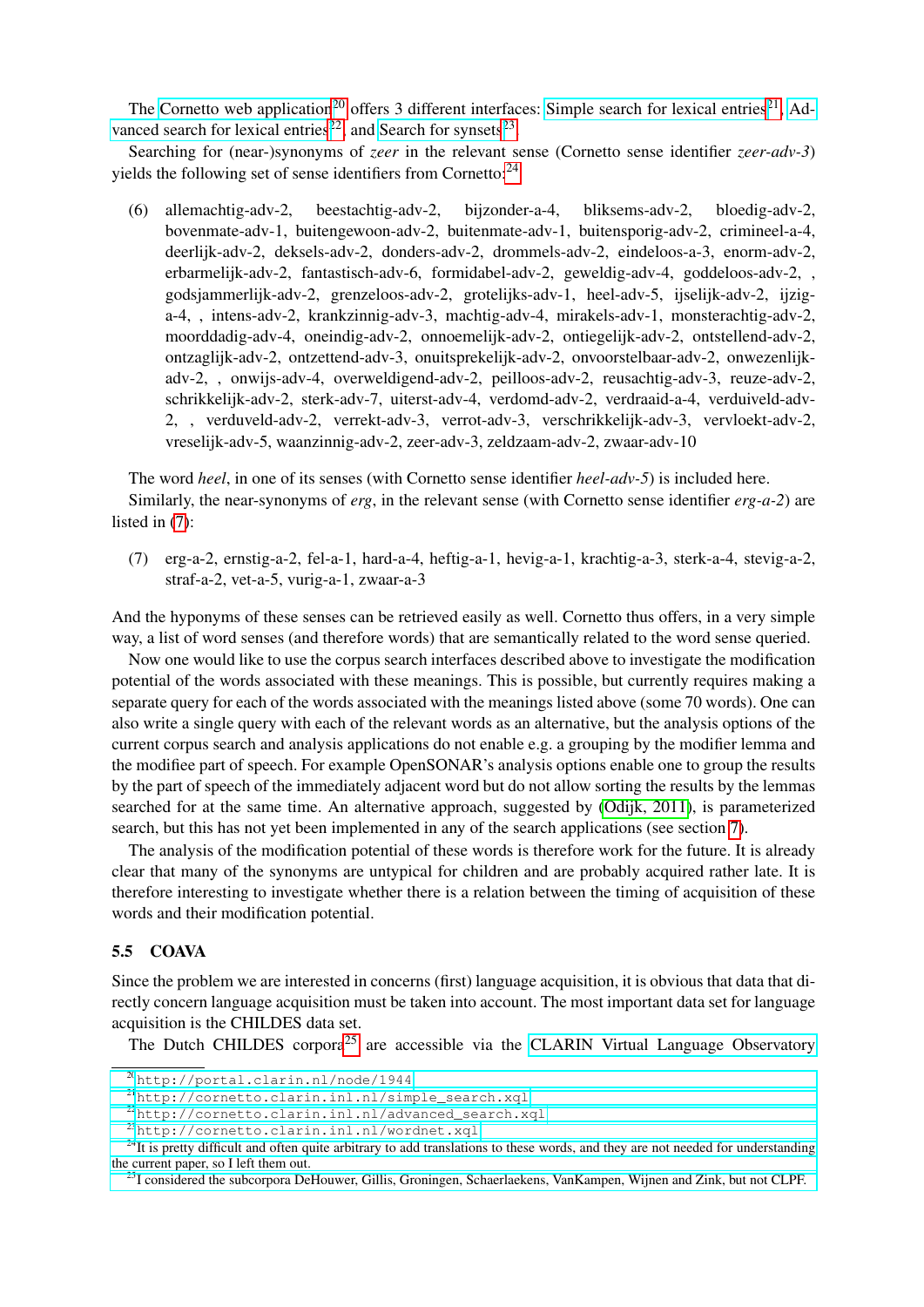The Cornetto web application[20] offers 3 different interfaces: Simple search for lexical entries[21], Advanced search for lexical entries[22], and Search for synsets[23].

Searching for (near-)synonyms of *zeer* in the relevant sense (Cornetto sense identifier *zeer-adv-3*) yields the following set of sense identifiers from Cornetto:[24]

(6) allemachtig-adv-2, beestachtig-adv-2, bijzonder-a-4, bliksems-adv-2, bloedig-adv-2, bovenmate-adv-1, buitengewoon-adv-2, buitenmate-adv-1, buitensporig-adv-2, crimineel-a-4, deerlijk-adv-2, deksels-adv-2, donders-adv-2, drommels-adv-2, eindeloos-a-3, enorm-adv-2, erbarmelijk-adv-2, fantastisch-adv-6, formidabel-adv-2, geweldig-adv-4, goddeloos-adv-2, , godsjammerlijk-adv-2, grenzeloos-adv-2, grotelijks-adv-1, heel-adv-5, ijselijk-adv-2, ijzig-a-4, , intens-adv-2, krankzinnig-adv-3, machtig-adv-4, mirakels-adv-1, monsterachtig-adv-2, moorddadig-adv-4, oneindig-adv-2, onnoemelijk-adv-2, ontiegelijk-adv-2, ontstellend-adv-2, ontzaglijk-adv-2, ontzettend-adv-3, onuitsprekelijk-adv-2, onvoorstelbaar-adv-2, onwezenlijk-adv-2, , onwijs-adv-4, overweldigend-adv-2, peilloos-adv-2, reusachtig-adv-3, reuze-adv-2, schrikkelijk-adv-2, sterk-adv-7, uiterst-adv-4, verdomd-adv-2, verdraaid-a-4, verduiveld-adv-2, , verduveld-adv-2, verrekt-adv-3, verrot-adv-3, verschrikkelijk-adv-3, vervloekt-adv-2, vreselijk-adv-5, waanzinnig-adv-2, zeer-adv-3, zeldzaam-adv-2, zwaar-adv-10

The word *heel*, in one of its senses (with Cornetto sense identifier *heel-adv-5*) is included here.

Similarly, the near-synonyms of *erg*, in the relevant sense (with Cornetto sense identifier *erg-a-2*) are listed in (7):

(7) erg-a-2, ernstig-a-2, fel-a-1, hard-a-4, heftig-a-1, hevig-a-1, krachtig-a-3, sterk-a-4, stevig-a-2, straf-a-2, vet-a-5, vurig-a-1, zwaar-a-3

And the hyponyms of these senses can be retrieved easily as well. Cornetto thus offers, in a very simple way, a list of word senses (and therefore words) that are semantically related to the word sense queried.

Now one would like to use the corpus search interfaces described above to investigate the modification potential of the words associated with these meanings. This is possible, but currently requires making a separate query for each of the words associated with the meanings listed above (some 70 words). One can also write a single query with each of the relevant words as an alternative, but the analysis options of the current corpus search and analysis applications do not enable e.g. a grouping by the modifier lemma and the modifiee part of speech. For example OpenSONAR's analysis options enable one to group the results by the part of speech of the immediately adjacent word but do not allow sorting the results by the lemmas searched for at the same time. An alternative approach, suggested by (Odijk, 2011), is parameterized search, but this has not yet been implemented in any of the search applications (see section 7).

The analysis of the modification potential of these words is therefore work for the future. It is already clear that many of the synonyms are untypical for children and are probably acquired rather late. It is therefore interesting to investigate whether there is a relation between the timing of acquisition of these words and their modification potential.

### 5.5 COAVA

Since the problem we are interested in concerns (first) language acquisition, it is obvious that data that directly concern language acquisition must be taken into account. The most important data set for language acquisition is the CHILDES data set.

The Dutch CHILDES corpora[25] are accessible via the CLARIN Virtual Language Observatory

[20] http://portal.clarin.nl/node/1944

[21] http://cornetto.clarin.inl.nl/simple_search.xql

[22] http://cornetto.clarin.inl.nl/advanced_search.xql

[23] http://cornetto.clarin.inl.nl/wordnet.xql

[24] It is pretty difficult and often quite arbitrary to add translations to these words, and they are not needed for understanding the current paper, so I left them out.

[25] I considered the subcorpora DeHouwer, Gillis, Groningen, Schaerlaekens, VanKampen, Wijnen and Zink, but not CLPF.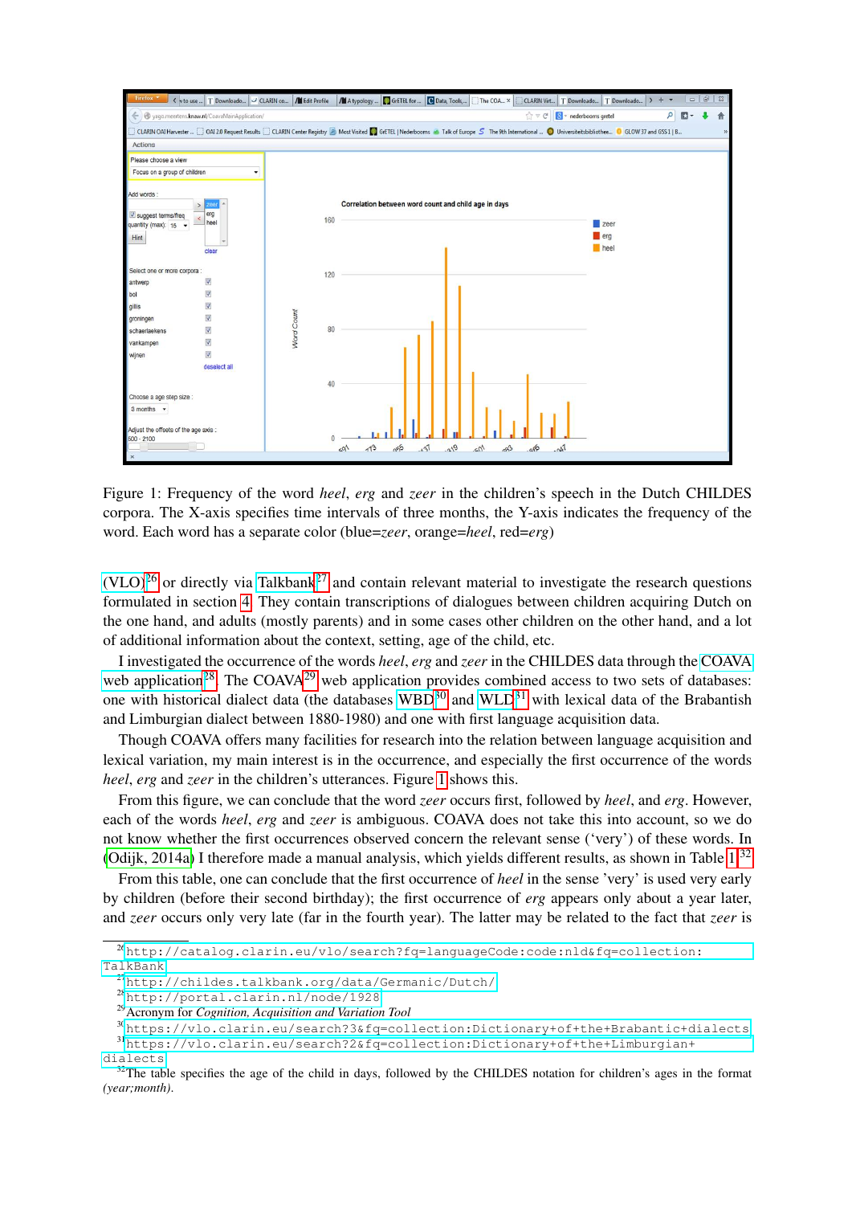Figure 1: Frequency of the word *heel*, *erg* and *zeer* in the children's speech in the Dutch CHILDES corpora. The X-axis specifies time intervals of three months, the Y-axis indicates the frequency of the word. Each word has a separate color (blue=*zeer*, orange=*heel*, red=*erg*)

(VLO)[26] or directly via Talkbank[27] and contain relevant material to investigate the research questions formulated in section 4. They contain transcriptions of dialogues between children acquiring Dutch on the one hand, and adults (mostly parents) and in some cases other children on the other hand, and a lot of additional information about the context, setting, age of the child, etc.

I investigated the occurrence of the words *heel*, *erg* and *zeer* in the CHILDES data through the COAVA web application[28]. The COAVA[29] web application provides combined access to two sets of databases: one with historical dialect data (the databases WBD[30] and WLD[31] with lexical data of the Brabantish and Limburgian dialect between 1880-1980) and one with first language acquisition data.

Though COAVA offers many facilities for research into the relation between language acquisition and lexical variation, my main interest is in the occurrence, and especially the first occurrence of the words *heel*, *erg* and *zeer* in the children's utterances. Figure 1 shows this.

From this figure, we can conclude that the word *zeer* occurs first, followed by *heel*, and *erg*. However, each of the words *heel*, *erg* and *zeer* is ambiguous. COAVA does not take this into account, so we do not know whether the first occurrences observed concern the relevant sense ('very') of these words. In (Odijk, 2014a) I therefore made a manual analysis, which yields different results, as shown in Table 1.[32]

From this table, one can conclude that the first occurrence of *heel* in the sense 'very' is used very early by children (before their second birthday); the first occurrence of *erg* appears only about a year later, and *zeer* occurs only very late (far in the fourth year). The latter may be related to the fact that *zeer* is

---

[26] http://catalog.clarin.eu/vlo/search?fq=languageCode:code:nld&fq=collection:TalkBank

[27] http://childes.talkbank.org/data/Germanic/Dutch/

[28] http://portal.clarin.nl/node/1928

[29] Acronym for *Cognition, Acquisition and Variation Tool*

[30] https://vlo.clarin.eu/search?3&fq=collection:Dictionary+of+the+Brabantic+dialects

[31] https://vlo.clarin.eu/search?2&fq=collection:Dictionary+of+the+Limburgian+dialects

[32] The table specifies the age of the child in days, followed by the CHILDES notation for children's ages in the format *(year;month)*.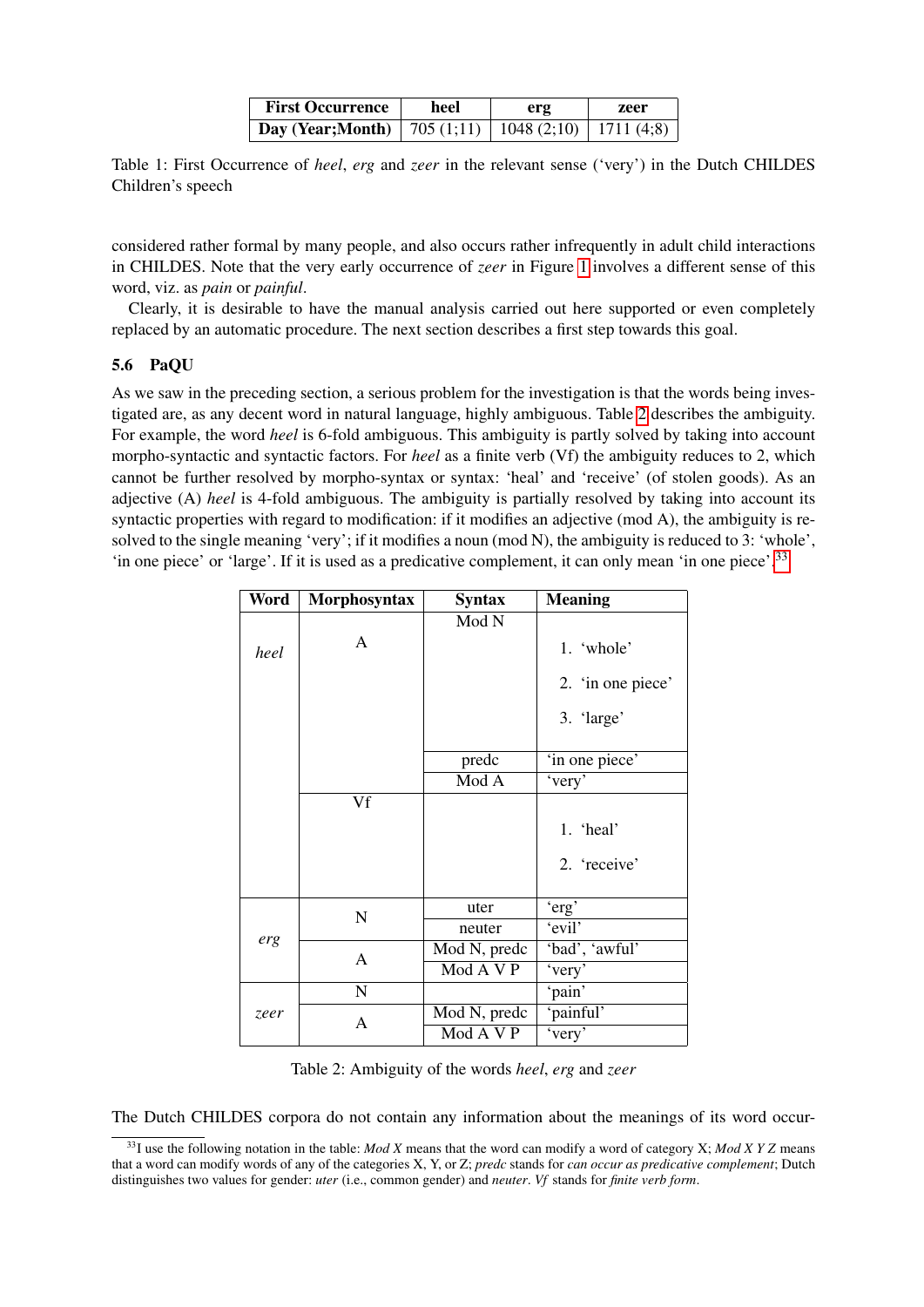| First Occurrence | heel | erg | zeer |
|---|---|---|---|
| **Day (Year;Month)** | 705 (1;11) | 1048 (2;10) | 1711 (4;8) |

Table 1: First Occurrence of *heel*, *erg* and *zeer* in the relevant sense ('very') in the Dutch CHILDES Children's speech

considered rather formal by many people, and also occurs rather infrequently in adult child interactions in CHILDES. Note that the very early occurrence of *zeer* in Figure 1 involves a different sense of this word, viz. as *pain* or *painful*.

Clearly, it is desirable to have the manual analysis carried out here supported or even completely replaced by an automatic procedure. The next section describes a first step towards this goal.

### 5.6 PaQU

As we saw in the preceding section, a serious problem for the investigation is that the words being investigated are, as any decent word in natural language, highly ambiguous. Table 2 describes the ambiguity. For example, the word *heel* is 6-fold ambiguous. This ambiguity is partly solved by taking into account morpho-syntactic and syntactic factors. For *heel* as a finite verb (Vf) the ambiguity reduces to 2, which cannot be further resolved by morpho-syntax or syntax: 'heal' and 'receive' (of stolen goods). As an adjective (A) *heel* is 4-fold ambiguous. The ambiguity is partially resolved by taking into account its syntactic properties with regard to modification: if it modifies an adjective (mod A), the ambiguity is resolved to the single meaning 'very'; if it modifies a noun (mod N), the ambiguity is reduced to 3: 'whole', 'in one piece' or 'large'. If it is used as a predicative complement, it can only mean 'in one piece'.[33]

| Word | Morphosyntax | Syntax | Meaning |
|---|---|---|---|
| *heel* | A | Mod N | 1. 'whole'<br>2. 'in one piece'<br>3. 'large' |
| | | predc | 'in one piece' |
| | | Mod A | 'very' |
| | Vf | | 1. 'heal'<br>2. 'receive' |
| *erg* | N | uter | 'erg' |
| | | neuter | 'evil' |
| | A | Mod N, predc | 'bad', 'awful' |
| | | Mod A V P | 'very' |
| *zeer* | N | | 'pain' |
| | A | Mod N, predc | 'painful' |
| | | Mod A V P | 'very' |

Table 2: Ambiguity of the words *heel*, *erg* and *zeer*

The Dutch CHILDES corpora do not contain any information about the meanings of its word occur-

[33] I use the following notation in the table: *Mod X* means that the word can modify a word of category X; *Mod X Y Z* means that a word can modify words of any of the categories X, Y, or Z; *predc* stands for *can occur as predicative complement*; Dutch distinguishes two values for gender: *uter* (i.e., common gender) and *neuter*. *Vf* stands for *finite verb form*.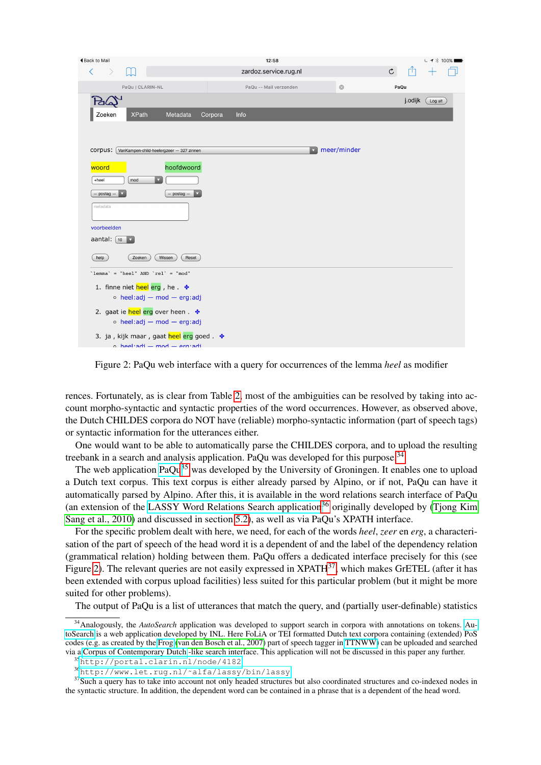Figure 2: PaQu web interface with a query for occurrences of the lemma *heel* as modifier

rences. Fortunately, as is clear from Table 2, most of the ambiguities can be resolved by taking into account morpho-syntactic and syntactic properties of the word occurrences. However, as observed above, the Dutch CHILDES corpora do NOT have (reliable) morpho-syntactic information (part of speech tags) or syntactic information for the utterances either.

One would want to be able to automatically parse the CHILDES corpora, and to upload the resulting treebank in a search and analysis application. PaQu was developed for this purpose.[34]

The web application PaQu[35] was developed by the University of Groningen. It enables one to upload a Dutch text corpus. This text corpus is either already parsed by Alpino, or if not, PaQu can have it automatically parsed by Alpino. After this, it is available in the word relations search interface of PaQu (an extension of the LASSY Word Relations Search application[36] originally developed by (Tjong Kim Sang et al., 2010) and discussed in section 5.2), as well as via PaQu's XPATH interface.

For the specific problem dealt with here, we need, for each of the words *heel*, *zeer* en *erg*, a characterisation of the part of speech of the head word it is a dependent of and the label of the dependency relation (grammatical relation) holding between them. PaQu offers a dedicated interface precisely for this (see Figure 2). The relevant queries are not easily expressed in XPATH[37], which makes GrETEL (after it has been extended with corpus upload facilities) less suited for this particular problem (but it might be more suited for other problems).

The output of PaQu is a list of utterances that match the query, and (partially user-definable) statistics

[34] Analogously, the *AutoSearch* application was developed to support search in corpora with annotations on tokens. AutoSearch is a web application developed by INL. Here FoLiA or TEI formatted Dutch text corpora containing (extended) PoS codes (e.g. as created by the Frog (van den Bosch et al., 2007) part of speech tagger in TTNWW) can be uploaded and searched via a Corpus of Contemporary Dutch -like search interface. This application will not be discussed in this paper any further.

[35] http://portal.clarin.nl/node/4182

[36] http://www.let.rug.nl/~alfa/lassy/bin/lassy

[37] Such a query has to take into account not only headed structures but also coordinated structures and co-indexed nodes in the syntactic structure. In addition, the dependent word can be contained in a phrase that is a dependent of the head word.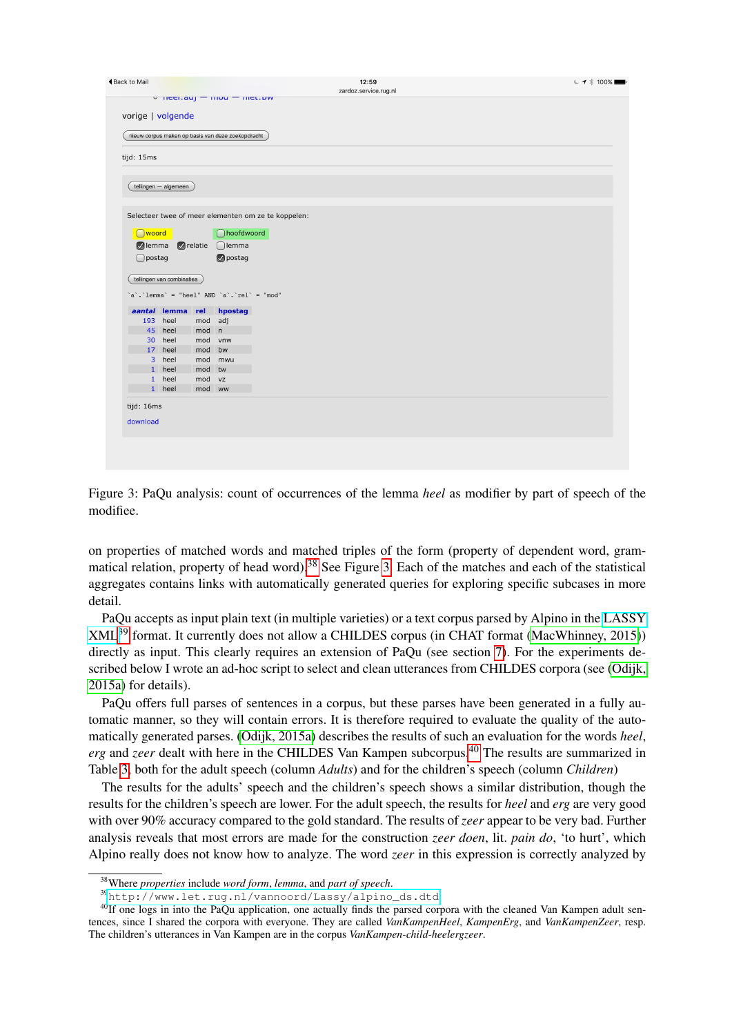vorige | volgende

nieuw corpus maken op basis van deze zoekopdracht

tijd: 15ms

tellingen — algemeen

Selecteer twee of meer elementen om ze te koppelen:

- [ ] woord
- [x] lemma
- [x] relatie
- [ ] postag
- [ ] hoofdwoord
- [ ] lemma
- [x] postag

tellingen van combinaties

`a`.`lemma` = "heel" AND `a`.`rel` = "mod"

| aantal | lemma | rel | hpostag |
|---|---|---|---|
| 193 | heel | mod | adj |
| 45 | heel | mod | n |
| 30 | heel | mod | vnw |
| 17 | heel | mod | bw |
| 3 | heel | mod | mwu |
| 1 | heel | mod | tw |
| 1 | heel | mod | vz |
| 1 | heel | mod | ww |

tijd: 16ms

download

Figure 3: PaQu analysis: count of occurrences of the lemma *heel* as modifier by part of speech of the modifiee.

on properties of matched words and matched triples of the form (property of dependent word, grammatical relation, property of head word).[38] See Figure 3. Each of the matches and each of the statistical aggregates contains links with automatically generated queries for exploring specific subcases in more detail.

PaQu accepts as input plain text (in multiple varieties) or a text corpus parsed by Alpino in the LASSY XML[39] format. It currently does not allow a CHILDES corpus (in CHAT format (MacWhinney, 2015)) directly as input. This clearly requires an extension of PaQu (see section 7). For the experiments described below I wrote an ad-hoc script to select and clean utterances from CHILDES corpora (see (Odijk, 2015a) for details).

PaQu offers full parses of sentences in a corpus, but these parses have been generated in a fully automatic manner, so they will contain errors. It is therefore required to evaluate the quality of the automatically generated parses. (Odijk, 2015a) describes the results of such an evaluation for the words *heel*, *erg* and *zeer* dealt with here in the CHILDES Van Kampen subcorpus.[40] The results are summarized in Table 3, both for the adult speech (column *Adults*) and for the children's speech (column *Children*)

The results for the adults' speech and the children's speech shows a similar distribution, though the results for the children's speech are lower. For the adult speech, the results for *heel* and *erg* are very good with over 90% accuracy compared to the gold standard. The results of *zeer* appear to be very bad. Further analysis reveals that most errors are made for the construction *zeer doen*, lit. *pain do*, 'to hurt', which Alpino really does not know how to analyze. The word *zeer* in this expression is correctly analyzed by

[38] Where *properties* include *word form*, *lemma*, and *part of speech*.

[39] http://www.let.rug.nl/vannoord/Lassy/alpino_ds.dtd

[40] If one logs in into the PaQu application, one actually finds the parsed corpora with the cleaned Van Kampen adult sentences, since I shared the corpora with everyone. They are called *VanKampenHeel*, *KampenErg*, and *VanKampenZeer*, resp. The children's utterances in Van Kampen are in the corpus *VanKampen-child-heelergzeer*.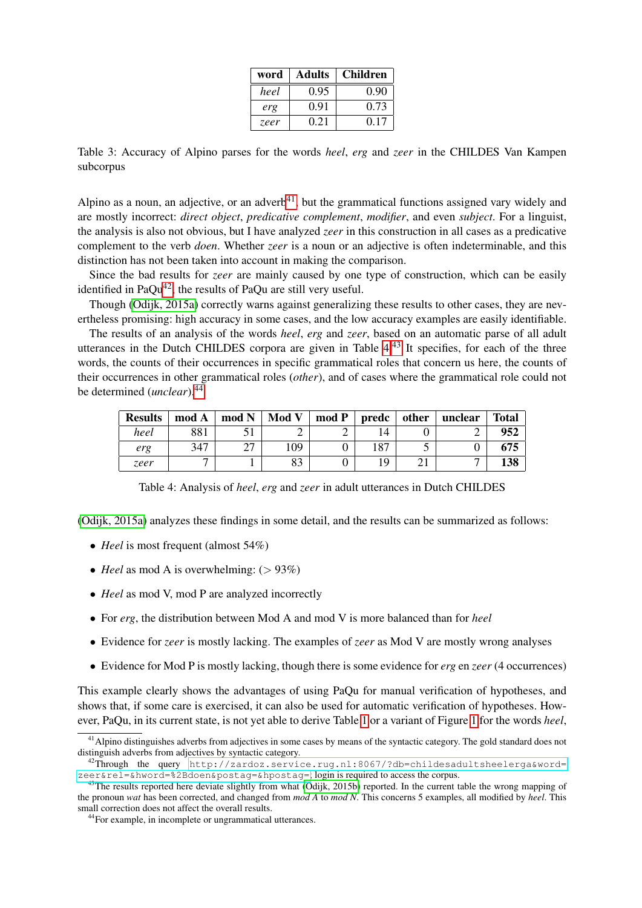| word | Adults | Children |
|---|---|---|
| *heel* | 0.95 | 0.90 |
| *erg* | 0.91 | 0.73 |
| *zeer* | 0.21 | 0.17 |

Table 3: Accuracy of Alpino parses for the words *heel*, *erg* and *zeer* in the CHILDES Van Kampen subcorpus

Alpino as a noun, an adjective, or an adverb[41], but the grammatical functions assigned vary widely and are mostly incorrect: *direct object*, *predicative complement*, *modifier*, and even *subject*. For a linguist, the analysis is also not obvious, but I have analyzed *zeer* in this construction in all cases as a predicative complement to the verb *doen*. Whether *zeer* is a noun or an adjective is often indeterminable, and this distinction has not been taken into account in making the comparison.

Since the bad results for *zeer* are mainly caused by one type of construction, which can be easily identified in PaQu[42], the results of PaQu are still very useful.

Though (Odijk, 2015a) correctly warns against generalizing these results to other cases, they are nevertheless promising: high accuracy in some cases, and the low accuracy examples are easily identifiable.

The results of an analysis of the words *heel*, *erg* and *zeer*, based on an automatic parse of all adult utterances in the Dutch CHILDES corpora are given in Table 4.[43] It specifies, for each of the three words, the counts of their occurrences in specific grammatical roles that concern us here, the counts of their occurrences in other grammatical roles (*other*), and of cases where the grammatical role could not be determined (*unclear*).[44]

| Results | mod A | mod N | Mod V | mod P | predc | other | unclear | Total |
|---|---|---|---|---|---|---|---|---|
| *heel* | 881 | 51 | 2 | 2 | 14 | 0 | 2 | **952** |
| *erg* | 347 | 27 | 109 | 0 | 187 | 5 | 0 | **675** |
| *zeer* | 7 | 1 | 83 | 0 | 19 | 21 | 7 | **138** |

Table 4: Analysis of *heel*, *erg* and *zeer* in adult utterances in Dutch CHILDES

(Odijk, 2015a) analyzes these findings in some detail, and the results can be summarized as follows:

- *Heel* is most frequent (almost 54%)
- *Heel* as mod A is overwhelming: (> 93%)
- *Heel* as mod V, mod P are analyzed incorrectly
- For *erg*, the distribution between Mod A and mod V is more balanced than for *heel*
- Evidence for *zeer* is mostly lacking. The examples of *zeer* as Mod V are mostly wrong analyses
- Evidence for Mod P is mostly lacking, though there is some evidence for *erg* en *zeer* (4 occurrences)

This example clearly shows the advantages of using PaQu for manual verification of hypotheses, and shows that, if some care is exercised, it can also be used for automatic verification of hypotheses. However, PaQu, in its current state, is not yet able to derive Table 1 or a variant of Figure 1 for the words *heel*,

[41] Alpino distinguishes adverbs from adjectives in some cases by means of the syntactic category. The gold standard does not distinguish adverbs from adjectives by syntactic category.

[42] Through the query http://zardoz.service.rug.nl:8067/?db=childesadultsheelerga&word=zeer&rel=&hword=%2Bdoen&postag=&hpostag=; login is required to access the corpus.

[43] The results reported here deviate slightly from what (Odijk, 2015b) reported. In the current table the wrong mapping of the pronoun *wat* has been corrected, and changed from *mod A* to *mod N*. This concerns 5 examples, all modified by *heel*. This small correction does not affect the overall results.

[44] For example, in incomplete or ungrammatical utterances.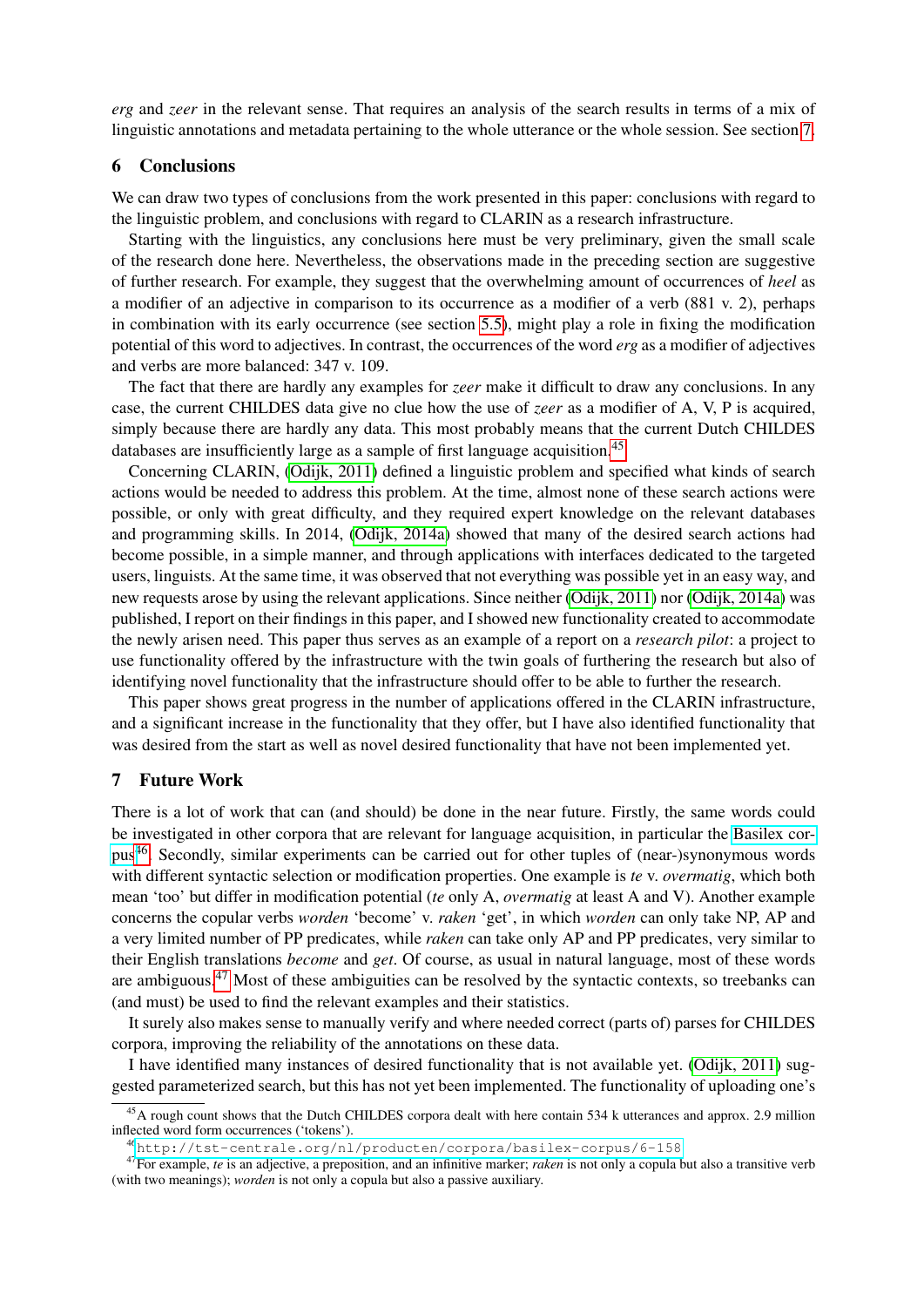*erg* and *zeer* in the relevant sense. That requires an analysis of the search results in terms of a mix of linguistic annotations and metadata pertaining to the whole utterance or the whole session. See section 7.

## 6 Conclusions

We can draw two types of conclusions from the work presented in this paper: conclusions with regard to the linguistic problem, and conclusions with regard to CLARIN as a research infrastructure.

Starting with the linguistics, any conclusions here must be very preliminary, given the small scale of the research done here. Nevertheless, the observations made in the preceding section are suggestive of further research. For example, they suggest that the overwhelming amount of occurrences of *heel* as a modifier of an adjective in comparison to its occurrence as a modifier of a verb (881 v. 2), perhaps in combination with its early occurrence (see section 5.5), might play a role in fixing the modification potential of this word to adjectives. In contrast, the occurrences of the word *erg* as a modifier of adjectives and verbs are more balanced: 347 v. 109.

The fact that there are hardly any examples for *zeer* make it difficult to draw any conclusions. In any case, the current CHILDES data give no clue how the use of *zeer* as a modifier of A, V, P is acquired, simply because there are hardly any data. This most probably means that the current Dutch CHILDES databases are insufficiently large as a sample of first language acquisition.[45]

Concerning CLARIN, (Odijk, 2011) defined a linguistic problem and specified what kinds of search actions would be needed to address this problem. At the time, almost none of these search actions were possible, or only with great difficulty, and they required expert knowledge on the relevant databases and programming skills. In 2014, (Odijk, 2014a) showed that many of the desired search actions had become possible, in a simple manner, and through applications with interfaces dedicated to the targeted users, linguists. At the same time, it was observed that not everything was possible yet in an easy way, and new requests arose by using the relevant applications. Since neither (Odijk, 2011) nor (Odijk, 2014a) was published, I report on their findings in this paper, and I showed new functionality created to accommodate the newly arisen need. This paper thus serves as an example of a report on a *research pilot*: a project to use functionality offered by the infrastructure with the twin goals of furthering the research but also of identifying novel functionality that the infrastructure should offer to be able to further the research.

This paper shows great progress in the number of applications offered in the CLARIN infrastructure, and a significant increase in the functionality that they offer, but I have also identified functionality that was desired from the start as well as novel desired functionality that have not been implemented yet.

## 7 Future Work

There is a lot of work that can (and should) be done in the near future. Firstly, the same words could be investigated in other corpora that are relevant for language acquisition, in particular the Basilex corpus[46]. Secondly, similar experiments can be carried out for other tuples of (near-)synonymous words with different syntactic selection or modification properties. One example is *te* v. *overmatig*, which both mean 'too' but differ in modification potential (*te* only A, *overmatig* at least A and V). Another example concerns the copular verbs *worden* 'become' v. *raken* 'get', in which *worden* can only take NP, AP and a very limited number of PP predicates, while *raken* can take only AP and PP predicates, very similar to their English translations *become* and *get*. Of course, as usual in natural language, most of these words are ambiguous.[47] Most of these ambiguities can be resolved by the syntactic contexts, so treebanks can (and must) be used to find the relevant examples and their statistics.

It surely also makes sense to manually verify and where needed correct (parts of) parses for CHILDES corpora, improving the reliability of the annotations on these data.

I have identified many instances of desired functionality that is not available yet. (Odijk, 2011) suggested parameterized search, but this has not yet been implemented. The functionality of uploading one's

---

[45] A rough count shows that the Dutch CHILDES corpora dealt with here contain 534 k utterances and approx. 2.9 million inflected word form occurrences ('tokens').

[46] http://tst-centrale.org/nl/producten/corpora/basilex-corpus/6-158

[47] For example, *te* is an adjective, a preposition, and an infinitive marker; *raken* is not only a copula but also a transitive verb (with two meanings); *worden* is not only a copula but also a passive auxiliary.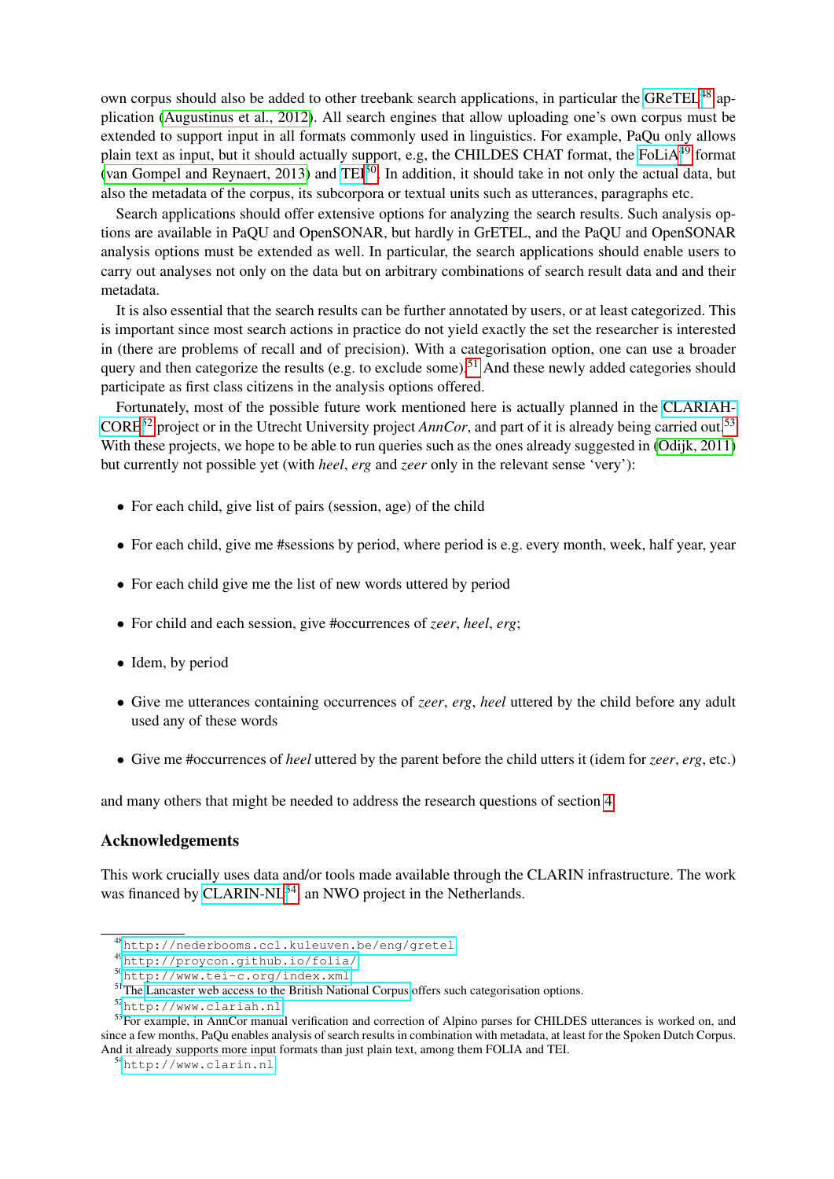own corpus should also be added to other treebank search applications, in particular the GReTEL[48] application (Augustinus et al., 2012). All search engines that allow uploading one's own corpus must be extended to support input in all formats commonly used in linguistics. For example, PaQu only allows plain text as input, but it should actually support, e.g, the CHILDES CHAT format, the FoLiA[49] format (van Gompel and Reynaert, 2013) and TEI[50]. In addition, it should take in not only the actual data, but also the metadata of the corpus, its subcorpora or textual units such as utterances, paragraphs etc.

Search applications should offer extensive options for analyzing the search results. Such analysis options are available in PaQU and OpenSONAR, but hardly in GrETEL, and the PaQU and OpenSONAR analysis options must be extended as well. In particular, the search applications should enable users to carry out analyses not only on the data but on arbitrary combinations of search result data and and their metadata.

It is also essential that the search results can be further annotated by users, or at least categorized. This is important since most search actions in practice do not yield exactly the set the researcher is interested in (there are problems of recall and of precision). With a categorisation option, one can use a broader query and then categorize the results (e.g. to exclude some).[51] And these newly added categories should participate as first class citizens in the analysis options offered.

Fortunately, most of the possible future work mentioned here is actually planned in the CLARIAH-CORE[52] project or in the Utrecht University project *AnnCor*, and part of it is already being carried out.[53] With these projects, we hope to be able to run queries such as the ones already suggested in (Odijk, 2011) but currently not possible yet (with *heel*, *erg* and *zeer* only in the relevant sense 'very'):

- For each child, give list of pairs (session, age) of the child
- For each child, give me #sessions by period, where period is e.g. every month, week, half year, year
- For each child give me the list of new words uttered by period
- For child and each session, give #occurrences of *zeer*, *heel*, *erg*;
- Idem, by period
- Give me utterances containing occurrences of *zeer*, *erg*, *heel* uttered by the child before any adult used any of these words
- Give me #occurrences of *heel* uttered by the parent before the child utters it (idem for *zeer*, *erg*, etc.)

and many others that might be needed to address the research questions of section 4.

## Acknowledgements

This work crucially uses data and/or tools made available through the CLARIN infrastructure. The work was financed by CLARIN-NL[54], an NWO project in the Netherlands.

---

[48] http://nederbooms.ccl.kuleuven.be/eng/gretel

[49] http://proycon.github.io/folia/

[50] http://www.tei-c.org/index.xml

[51] The Lancaster web access to the British National Corpus offers such categorisation options.

[52] http://www.clariah.nl

[53] For example, in AnnCor manual verification and correction of Alpino parses for CHILDES utterances is worked on, and since a few months, PaQu enables analysis of search results in combination with metadata, at least for the Spoken Dutch Corpus. And it already supports more input formats than just plain text, among them FOLIA and TEI.

[54] http://www.clarin.nl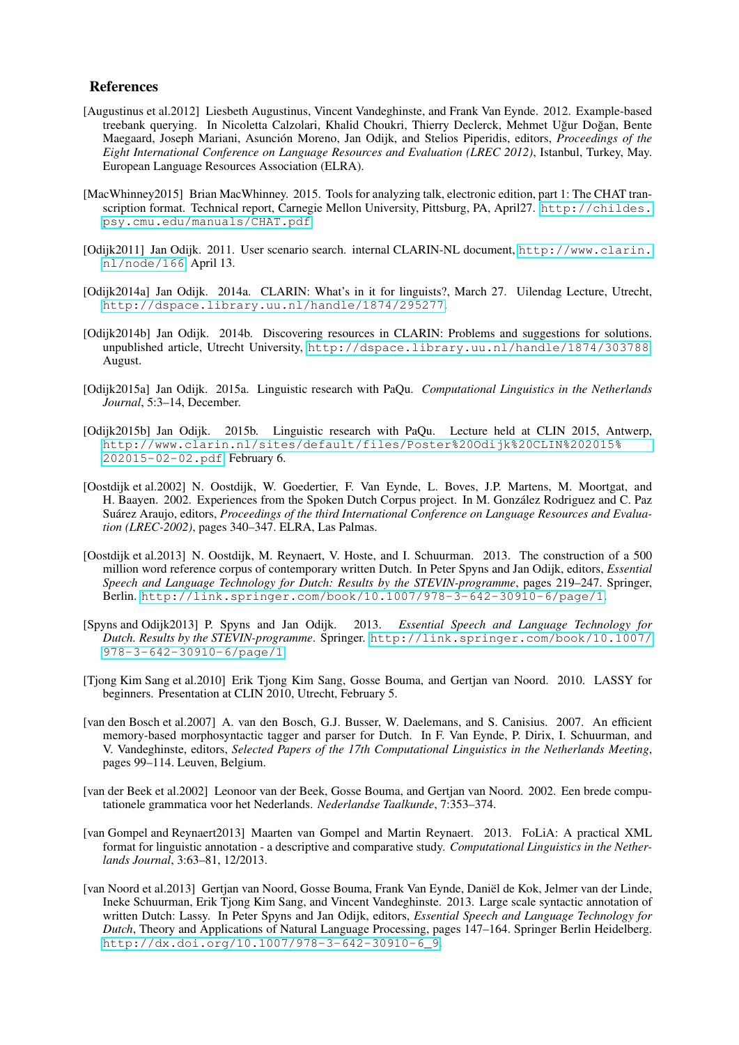## References

[Augustinus et al.2012] Liesbeth Augustinus, Vincent Vandeghinste, and Frank Van Eynde. 2012. Example-based treebank querying. In Nicoletta Calzolari, Khalid Choukri, Thierry Declerck, Mehmet Uğur Doğan, Bente Maegaard, Joseph Mariani, Asunción Moreno, Jan Odijk, and Stelios Piperidis, editors, *Proceedings of the Eight International Conference on Language Resources and Evaluation (LREC 2012)*, Istanbul, Turkey, May. European Language Resources Association (ELRA).

[MacWhinney2015] Brian MacWhinney. 2015. Tools for analyzing talk, electronic edition, part 1: The CHAT transcription format. Technical report, Carnegie Mellon University, Pittsburg, PA, April27. http://childes.psy.cmu.edu/manuals/CHAT.pdf.

[Odijk2011] Jan Odijk. 2011. User scenario search. internal CLARIN-NL document, http://www.clarin.nl/node/166, April 13.

[Odijk2014a] Jan Odijk. 2014a. CLARIN: What's in it for linguists?, March 27. Uilendag Lecture, Utrecht, http://dspace.library.uu.nl/handle/1874/295277.

[Odijk2014b] Jan Odijk. 2014b. Discovering resources in CLARIN: Problems and suggestions for solutions. unpublished article, Utrecht University, http://dspace.library.uu.nl/handle/1874/303788, August.

[Odijk2015a] Jan Odijk. 2015a. Linguistic research with PaQu. *Computational Linguistics in the Netherlands Journal*, 5:3–14, December.

[Odijk2015b] Jan Odijk. 2015b. Linguistic research with PaQu. Lecture held at CLIN 2015, Antwerp, http://www.clarin.nl/sites/default/files/Poster%20Odijk%20CLIN%202015%202015-02-02.pdf, February 6.

[Oostdijk et al.2002] N. Oostdijk, W. Goedertier, F. Van Eynde, L. Boves, J.P. Martens, M. Moortgat, and H. Baayen. 2002. Experiences from the Spoken Dutch Corpus project. In M. González Rodriguez and C. Paz Suárez Araujo, editors, *Proceedings of the third International Conference on Language Resources and Evaluation (LREC-2002)*, pages 340–347. ELRA, Las Palmas.

[Oostdijk et al.2013] N. Oostdijk, M. Reynaert, V. Hoste, and I. Schuurman. 2013. The construction of a 500 million word reference corpus of contemporary written Dutch. In Peter Spyns and Jan Odijk, editors, *Essential Speech and Language Technology for Dutch: Results by the STEVIN-programme*, pages 219–247. Springer, Berlin. http://link.springer.com/book/10.1007/978-3-642-30910-6/page/1.

[Spyns and Odijk2013] P. Spyns and Jan Odijk. 2013. *Essential Speech and Language Technology for Dutch. Results by the STEVIN-programme*. Springer. http://link.springer.com/book/10.1007/978-3-642-30910-6/page/1.

[Tjong Kim Sang et al.2010] Erik Tjong Kim Sang, Gosse Bouma, and Gertjan van Noord. 2010. LASSY for beginners. Presentation at CLIN 2010, Utrecht, February 5.

[van den Bosch et al.2007] A. van den Bosch, G.J. Busser, W. Daelemans, and S. Canisius. 2007. An efficient memory-based morphosyntactic tagger and parser for Dutch. In F. Van Eynde, P. Dirix, I. Schuurman, and V. Vandeghinste, editors, *Selected Papers of the 17th Computational Linguistics in the Netherlands Meeting*, pages 99–114. Leuven, Belgium.

[van der Beek et al.2002] Leonoor van der Beek, Gosse Bouma, and Gertjan van Noord. 2002. Een brede computationele grammatica voor het Nederlands. *Nederlandse Taalkunde*, 7:353–374.

[van Gompel and Reynaert2013] Maarten van Gompel and Martin Reynaert. 2013. FoLiA: A practical XML format for linguistic annotation - a descriptive and comparative study. *Computational Linguistics in the Netherlands Journal*, 3:63–81, 12/2013.

[van Noord et al.2013] Gertjan van Noord, Gosse Bouma, Frank Van Eynde, Daniël de Kok, Jelmer van der Linde, Ineke Schuurman, Erik Tjong Kim Sang, and Vincent Vandeghinste. 2013. Large scale syntactic annotation of written Dutch: Lassy. In Peter Spyns and Jan Odijk, editors, *Essential Speech and Language Technology for Dutch*, Theory and Applications of Natural Language Processing, pages 147–164. Springer Berlin Heidelberg. http://dx.doi.org/10.1007/978-3-642-30910-6_9.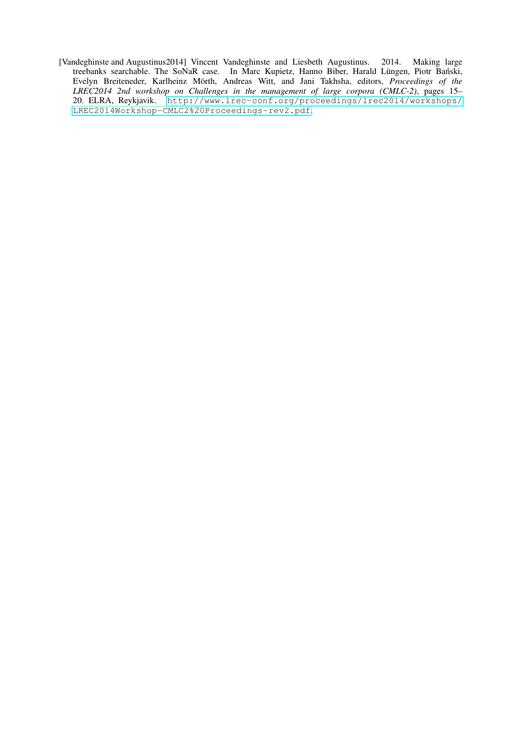[Vandeghinste and Augustinus2014] Vincent Vandeghinste and Liesbeth Augustinus. 2014. Making large treebanks searchable. The SoNaR case. In Marc Kupietz, Hanno Biber, Harald Lüngen, Piotr Bański, Evelyn Breiteneder, Karlheinz Mörth, Andreas Witt, and Jani Takhsha, editors, *Proceedings of the LREC2014 2nd workshop on Challenges in the management of large corpora (CMLC-2)*, pages 15–20. ELRA, Reykjavik. http://www.lrec-conf.org/proceedings/lrec2014/workshops/LREC2014Workshop-CMLC2%20Proceedings-rev2.pdf.